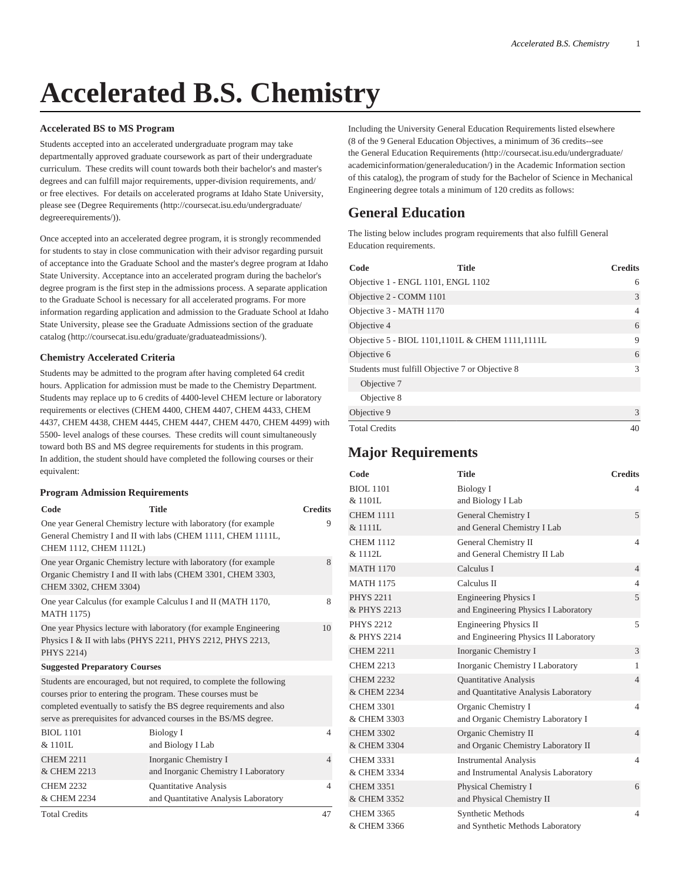# Accelerated B.S. Chemistry

### Accelerated BS to MS Program

Students accepted into an accelerated undergraduate program may take departmentally approved graduate coursework as part of their undergraduate curriculum. These credits will count towards both their bachelor's and master's degrees and can fulfill major requirements, upper-division requirements, and/or free electives. For details on accelerated programs at Idaho State University, please see (Degree Requirements (http://coursecat.isu.edu/undergraduate/degreerequirements/)).

Once accepted into an accelerated degree program, it is strongly recommended for students to stay in close communication with their advisor regarding pursuit of acceptance into the Graduate School and the master's degree program at Idaho State University. Acceptance into an accelerated program during the bachelor's degree program is the first step in the admissions process. A separate application to the Graduate School is necessary for all accelerated programs. For more information regarding application and admission to the Graduate School at Idaho State University, please see the Graduate Admissions section of the graduate catalog (http://coursecat.isu.edu/graduate/graduateadmissions/).

### Chemistry Accelerated Criteria

Students may be admitted to the program after having completed 64 credit hours. Application for admission must be made to the Chemistry Department. Students may replace up to 6 credits of 4400-level CHEM lecture or laboratory requirements or electives (CHEM 4400, CHEM 4407, CHEM 4433, CHEM 4437, CHEM 4438, CHEM 4445, CHEM 4447, CHEM 4470, CHEM 4499) with 5500- level analogs of these courses. These credits will count simultaneously toward both BS and MS degree requirements for students in this program. In addition, the student should have completed the following courses or their equivalent:

### Program Admission Requirements

| Code | Title | Credits |
|---|---|---|
| One year General Chemistry lecture with laboratory (for example General Chemistry I and II with labs (CHEM 1111, CHEM 1111L, CHEM 1112, CHEM 1112L) | | 9 |
| One year Organic Chemistry lecture with laboratory (for example Organic Chemistry I and II with labs (CHEM 3301, CHEM 3303, CHEM 3302, CHEM 3304) | | 8 |
| One year Calculus (for example Calculus I and II (MATH 1170, MATH 1175) | | 8 |
| One year Physics lecture with laboratory (for example Engineering Physics I & II with labs (PHYS 2211, PHYS 2212, PHYS 2213, PHYS 2214) | | 10 |
| **Suggested Preparatory Courses** | | |
| Students are encouraged, but not required, to complete the following courses prior to entering the program. These courses must be completed eventually to satisfy the BS degree requirements and also serve as prerequisites for advanced courses in the BS/MS degree. | | |
| BIOL 1101 & 1101L | Biology I and Biology I Lab | 4 |
| CHEM 2211 & CHEM 2213 | Inorganic Chemistry I and Inorganic Chemistry I Laboratory | 4 |
| CHEM 2232 & CHEM 2234 | Quantitative Analysis and Quantitative Analysis Laboratory | 4 |
| Total Credits | | 47 |

Including the University General Education Requirements listed elsewhere (8 of the 9 General Education Objectives, a minimum of 36 credits--see the General Education Requirements (http://coursecat.isu.edu/undergraduate/academicinformation/generaleducation/) in the Academic Information section of this catalog), the program of study for the Bachelor of Science in Mechanical Engineering degree totals a minimum of 120 credits as follows:

## General Education

The listing below includes program requirements that also fulfill General Education requirements.

| Code | Title | Credits |
|---|---|---|
| Objective 1 - ENGL 1101, ENGL 1102 | | 6 |
| Objective 2 - COMM 1101 | | 3 |
| Objective 3 - MATH 1170 | | 4 |
| Objective 4 | | 6 |
| Objective 5 - BIOL 1101,1101L & CHEM 1111,1111L | | 9 |
| Objective 6 | | 6 |
| Students must fulfill Objective 7 or Objective 8 | | 3 |
| Objective 7 | | |
| Objective 8 | | |
| Objective 9 | | 3 |
| Total Credits | | 40 |

## Major Requirements

| Code | Title | Credits |
|---|---|---|
| BIOL 1101 & 1101L | Biology I and Biology I Lab | 4 |
| CHEM 1111 & 1111L | General Chemistry I and General Chemistry I Lab | 5 |
| CHEM 1112 & 1112L | General Chemistry II and General Chemistry II Lab | 4 |
| MATH 1170 | Calculus I | 4 |
| MATH 1175 | Calculus II | 4 |
| PHYS 2211 & PHYS 2213 | Engineering Physics I and Engineering Physics I Laboratory | 5 |
| PHYS 2212 & PHYS 2214 | Engineering Physics II and Engineering Physics II Laboratory | 5 |
| CHEM 2211 | Inorganic Chemistry I | 3 |
| CHEM 2213 | Inorganic Chemistry I Laboratory | 1 |
| CHEM 2232 & CHEM 2234 | Quantitative Analysis and Quantitative Analysis Laboratory | 4 |
| CHEM 3301 & CHEM 3303 | Organic Chemistry I and Organic Chemistry Laboratory I | 4 |
| CHEM 3302 & CHEM 3304 | Organic Chemistry II and Organic Chemistry Laboratory II | 4 |
| CHEM 3331 & CHEM 3334 | Instrumental Analysis and Instrumental Analysis Laboratory | 4 |
| CHEM 3351 & CHEM 3352 | Physical Chemistry I and Physical Chemistry II | 6 |
| CHEM 3365 & CHEM 3366 | Synthetic Methods and Synthetic Methods Laboratory | 4 |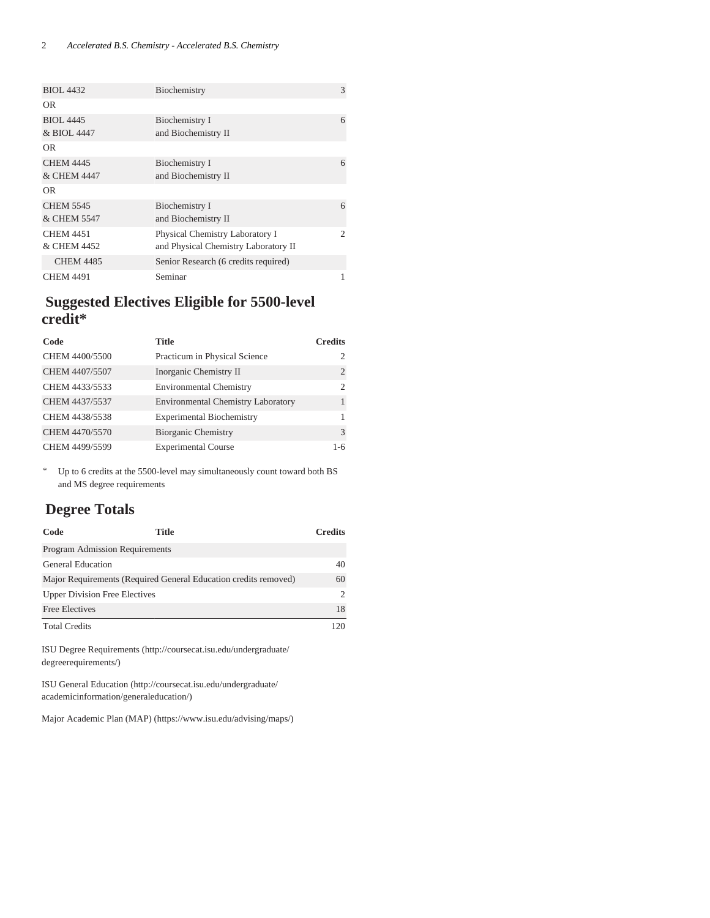| | | |
|---|---|---|
| BIOL 4432 | Biochemistry | 3 |
| OR | | |
| BIOL 4445 & BIOL 4447 | Biochemistry I and Biochemistry II | 6 |
| OR | | |
| CHEM 4445 & CHEM 4447 | Biochemistry I and Biochemistry II | 6 |
| OR | | |
| CHEM 5545 & CHEM 5547 | Biochemistry I and Biochemistry II | 6 |
| CHEM 4451 & CHEM 4452 | Physical Chemistry Laboratory I and Physical Chemistry Laboratory II | 2 |
| CHEM 4485 | Senior Research (6 credits required) | |
| CHEM 4491 | Seminar | 1 |

## Suggested Electives Eligible for 5500-level credit*

| Code | Title | Credits |
|---|---|---|
| CHEM 4400/5500 | Practicum in Physical Science | 2 |
| CHEM 4407/5507 | Inorganic Chemistry II | 2 |
| CHEM 4433/5533 | Environmental Chemistry | 2 |
| CHEM 4437/5537 | Environmental Chemistry Laboratory | 1 |
| CHEM 4438/5538 | Experimental Biochemistry | 1 |
| CHEM 4470/5570 | Biorganic Chemistry | 3 |
| CHEM 4499/5599 | Experimental Course | 1-6 |

\* Up to 6 credits at the 5500-level may simultaneously count toward both BS and MS degree requirements

## Degree Totals

| Code | Title | Credits |
|---|---|---|
| Program Admission Requirements | | |
| General Education | | 40 |
| Major Requirements (Required General Education credits removed) | | 60 |
| Upper Division Free Electives | | 2 |
| Free Electives | | 18 |
| Total Credits | | 120 |

ISU Degree Requirements (http://coursecat.isu.edu/undergraduate/degreerequirements/)

ISU General Education (http://coursecat.isu.edu/undergraduate/academicinformation/generaleducation/)

Major Academic Plan (MAP) (https://www.isu.edu/advising/maps/)